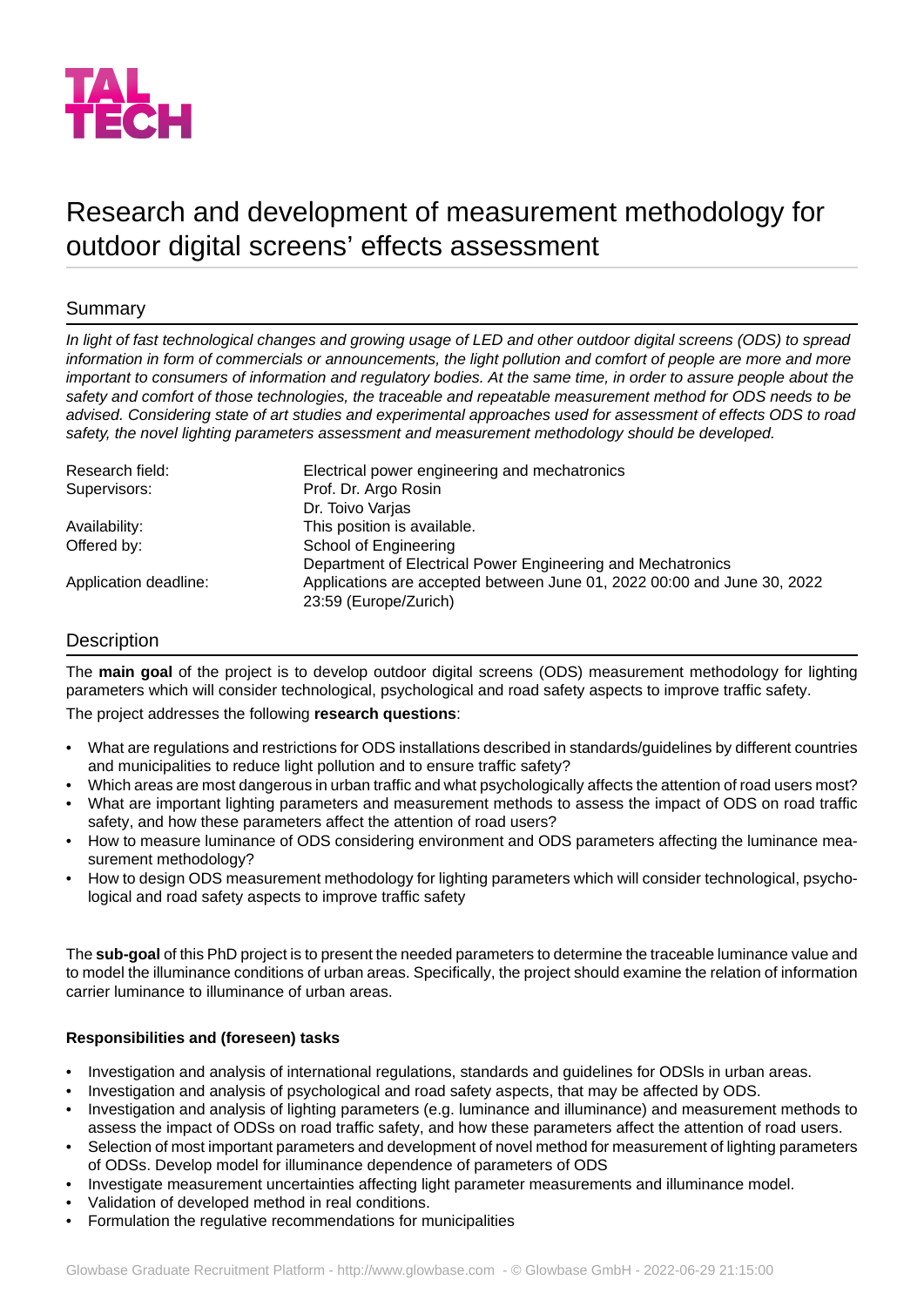# Research and development of measurement methodology for outdoor digital screens' effects assessment

## Summary

*In light of fast technological changes and growing usage of LED and other outdoor digital screens (ODS) to spread information in form of commercials or announcements, the light pollution and comfort of people are more and more important to consumers of information and regulatory bodies. At the same time, in order to assure people about the safety and comfort of those technologies, the traceable and repeatable measurement method for ODS needs to be advised. Considering state of art studies and experimental approaches used for assessment of effects ODS to road safety, the novel lighting parameters assessment and measurement methodology should be developed.*

| | |
|---|---|
| Research field: | Electrical power engineering and mechatronics |
| Supervisors: | Prof. Dr. Argo Rosin<br>Dr. Toivo Varjas |
| Availability: | This position is available. |
| Offered by: | School of Engineering<br>Department of Electrical Power Engineering and Mechatronics |
| Application deadline: | Applications are accepted between June 01, 2022 00:00 and June 30, 2022 23:59 (Europe/Zurich) |

## Description

The **main goal** of the project is to develop outdoor digital screens (ODS) measurement methodology for lighting parameters which will consider technological, psychological and road safety aspects to improve traffic safety.

The project addresses the following **research questions**:

- What are regulations and restrictions for ODS installations described in standards/guidelines by different countries and municipalities to reduce light pollution and to ensure traffic safety?
- Which areas are most dangerous in urban traffic and what psychologically affects the attention of road users most?
- What are important lighting parameters and measurement methods to assess the impact of ODS on road traffic safety, and how these parameters affect the attention of road users?
- How to measure luminance of ODS considering environment and ODS parameters affecting the luminance measurement methodology?
- How to design ODS measurement methodology for lighting parameters which will consider technological, psychological and road safety aspects to improve traffic safety

The **sub-goal** of this PhD project is to present the needed parameters to determine the traceable luminance value and to model the illuminance conditions of urban areas. Specifically, the project should examine the relation of information carrier luminance to illuminance of urban areas.

**Responsibilities and (foreseen) tasks**

- Investigation and analysis of international regulations, standards and guidelines for ODSIs in urban areas.
- Investigation and analysis of psychological and road safety aspects, that may be affected by ODS.
- Investigation and analysis of lighting parameters (e.g. luminance and illuminance) and measurement methods to assess the impact of ODSs on road traffic safety, and how these parameters affect the attention of road users.
- Selection of most important parameters and development of novel method for measurement of lighting parameters of ODSs. Develop model for illuminance dependence of parameters of ODS
- Investigate measurement uncertainties affecting light parameter measurements and illuminance model.
- Validation of developed method in real conditions.
- Formulation the regulative recommendations for municipalities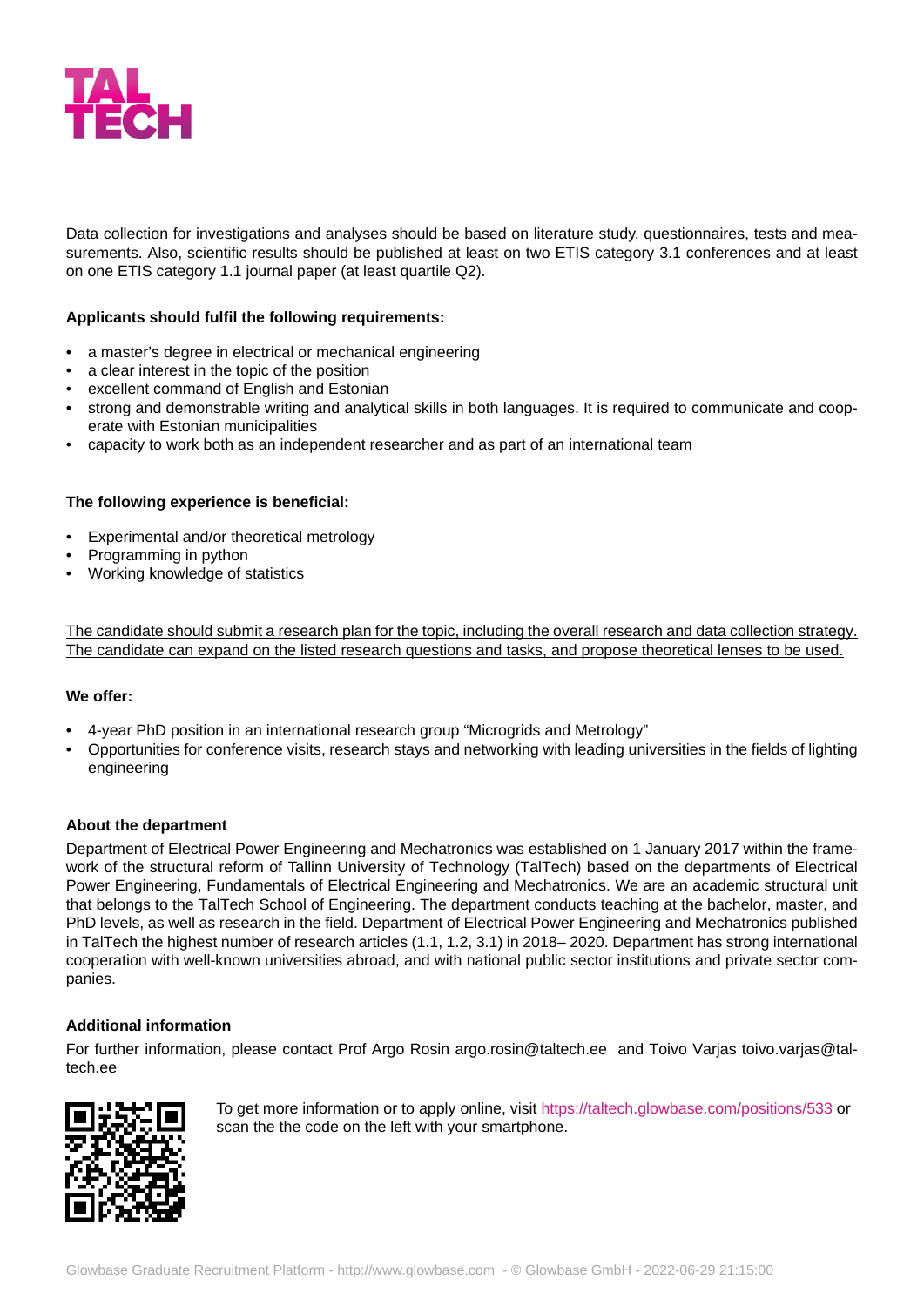Data collection for investigations and analyses should be based on literature study, questionnaires, tests and measurements. Also, scientific results should be published at least on two ETIS category 3.1 conferences and at least on one ETIS category 1.1 journal paper (at least quartile Q2).

**Applicants should fulfil the following requirements:**

- a master's degree in electrical or mechanical engineering
- a clear interest in the topic of the position
- excellent command of English and Estonian
- strong and demonstrable writing and analytical skills in both languages. It is required to communicate and cooperate with Estonian municipalities
- capacity to work both as an independent researcher and as part of an international team

**The following experience is beneficial:**

- Experimental and/or theoretical metrology
- Programming in python
- Working knowledge of statistics

The candidate should submit a research plan for the topic, including the overall research and data collection strategy. The candidate can expand on the listed research questions and tasks, and propose theoretical lenses to be used.

**We offer:**

- 4-year PhD position in an international research group "Microgrids and Metrology"
- Opportunities for conference visits, research stays and networking with leading universities in the fields of lighting engineering

**About the department**

Department of Electrical Power Engineering and Mechatronics was established on 1 January 2017 within the framework of the structural reform of Tallinn University of Technology (TalTech) based on the departments of Electrical Power Engineering, Fundamentals of Electrical Engineering and Mechatronics. We are an academic structural unit that belongs to the TalTech School of Engineering. The department conducts teaching at the bachelor, master, and PhD levels, as well as research in the field. Department of Electrical Power Engineering and Mechatronics published in TalTech the highest number of research articles (1.1, 1.2, 3.1) in 2018– 2020. Department has strong international cooperation with well-known universities abroad, and with national public sector institutions and private sector companies.

**Additional information**

For further information, please contact Prof Argo Rosin argo.rosin@taltech.ee and Toivo Varjas toivo.varjas@taltech.ee

To get more information or to apply online, visit https://taltech.glowbase.com/positions/533 or scan the the code on the left with your smartphone.